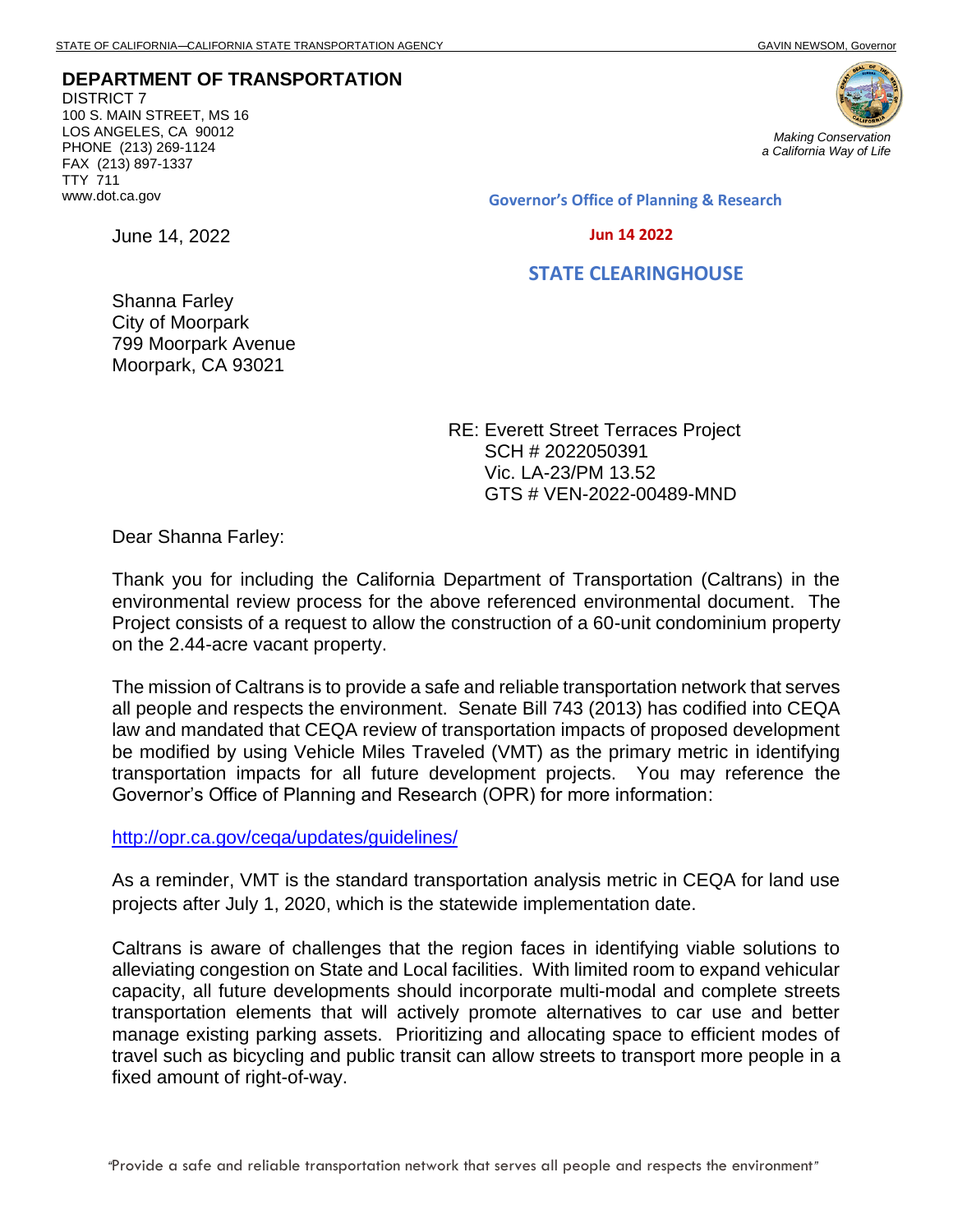STATE OF CALIFORNIA—CALIFORNIA STATE TRANSPORTATION AGENCY GAVIN NEWSOM, Governor

**DEPARTMENT OF TRANSPORTATION**
DISTRICT 7
100 S. MAIN STREET, MS 16
LOS ANGELES, CA 90012
PHONE (213) 269-1124
FAX (213) 897-1337
TTY 711
www.dot.ca.gov

*Making Conservation a California Way of Life*

**Governor's Office of Planning & Research**

**Jun 14 2022**

**STATE CLEARINGHOUSE**

June 14, 2022

Shanna Farley
City of Moorpark
799 Moorpark Avenue
Moorpark, CA 93021

RE: Everett Street Terraces Project
SCH # 2022050391
Vic. LA-23/PM 13.52
GTS # VEN-2022-00489-MND

Dear Shanna Farley:

Thank you for including the California Department of Transportation (Caltrans) in the environmental review process for the above referenced environmental document. The Project consists of a request to allow the construction of a 60-unit condominium property on the 2.44-acre vacant property.

The mission of Caltrans is to provide a safe and reliable transportation network that serves all people and respects the environment. Senate Bill 743 (2013) has codified into CEQA law and mandated that CEQA review of transportation impacts of proposed development be modified by using Vehicle Miles Traveled (VMT) as the primary metric in identifying transportation impacts for all future development projects. You may reference the Governor's Office of Planning and Research (OPR) for more information:

http://opr.ca.gov/ceqa/updates/guidelines/

As a reminder, VMT is the standard transportation analysis metric in CEQA for land use projects after July 1, 2020, which is the statewide implementation date.

Caltrans is aware of challenges that the region faces in identifying viable solutions to alleviating congestion on State and Local facilities. With limited room to expand vehicular capacity, all future developments should incorporate multi-modal and complete streets transportation elements that will actively promote alternatives to car use and better manage existing parking assets. Prioritizing and allocating space to efficient modes of travel such as bicycling and public transit can allow streets to transport more people in a fixed amount of right-of-way.

"Provide a safe and reliable transportation network that serves all people and respects the environment"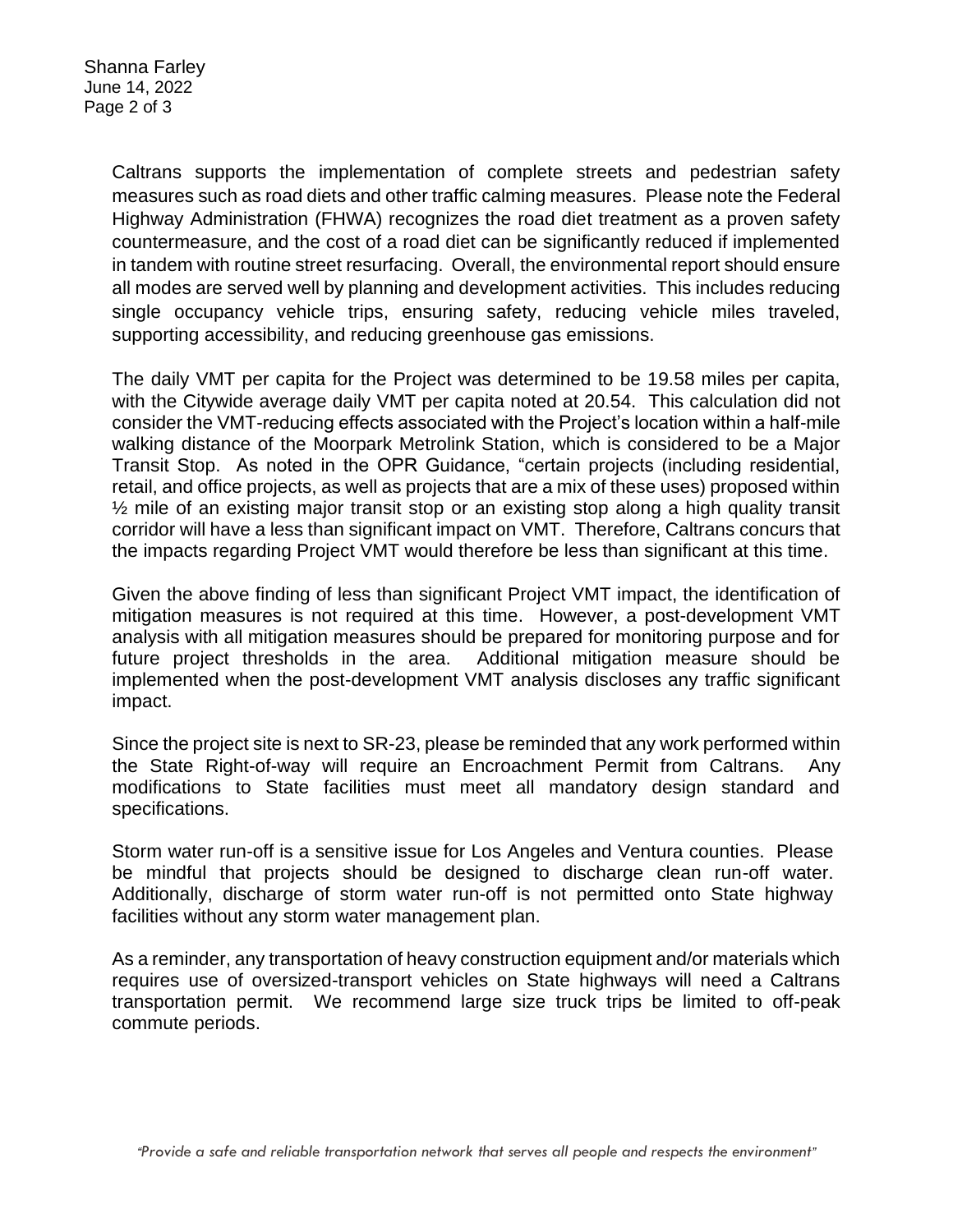Caltrans supports the implementation of complete streets and pedestrian safety measures such as road diets and other traffic calming measures. Please note the Federal Highway Administration (FHWA) recognizes the road diet treatment as a proven safety countermeasure, and the cost of a road diet can be significantly reduced if implemented in tandem with routine street resurfacing. Overall, the environmental report should ensure all modes are served well by planning and development activities. This includes reducing single occupancy vehicle trips, ensuring safety, reducing vehicle miles traveled, supporting accessibility, and reducing greenhouse gas emissions.

The daily VMT per capita for the Project was determined to be 19.58 miles per capita, with the Citywide average daily VMT per capita noted at 20.54. This calculation did not consider the VMT-reducing effects associated with the Project's location within a half-mile walking distance of the Moorpark Metrolink Station, which is considered to be a Major Transit Stop. As noted in the OPR Guidance, "certain projects (including residential, retail, and office projects, as well as projects that are a mix of these uses) proposed within ½ mile of an existing major transit stop or an existing stop along a high quality transit corridor will have a less than significant impact on VMT. Therefore, Caltrans concurs that the impacts regarding Project VMT would therefore be less than significant at this time.

Given the above finding of less than significant Project VMT impact, the identification of mitigation measures is not required at this time. However, a post-development VMT analysis with all mitigation measures should be prepared for monitoring purpose and for future project thresholds in the area. Additional mitigation measure should be implemented when the post-development VMT analysis discloses any traffic significant impact.

Since the project site is next to SR-23, please be reminded that any work performed within the State Right-of-way will require an Encroachment Permit from Caltrans. Any modifications to State facilities must meet all mandatory design standard and specifications.

Storm water run-off is a sensitive issue for Los Angeles and Ventura counties. Please be mindful that projects should be designed to discharge clean run-off water. Additionally, discharge of storm water run-off is not permitted onto State highway facilities without any storm water management plan.

As a reminder, any transportation of heavy construction equipment and/or materials which requires use of oversized-transport vehicles on State highways will need a Caltrans transportation permit. We recommend large size truck trips be limited to off-peak commute periods.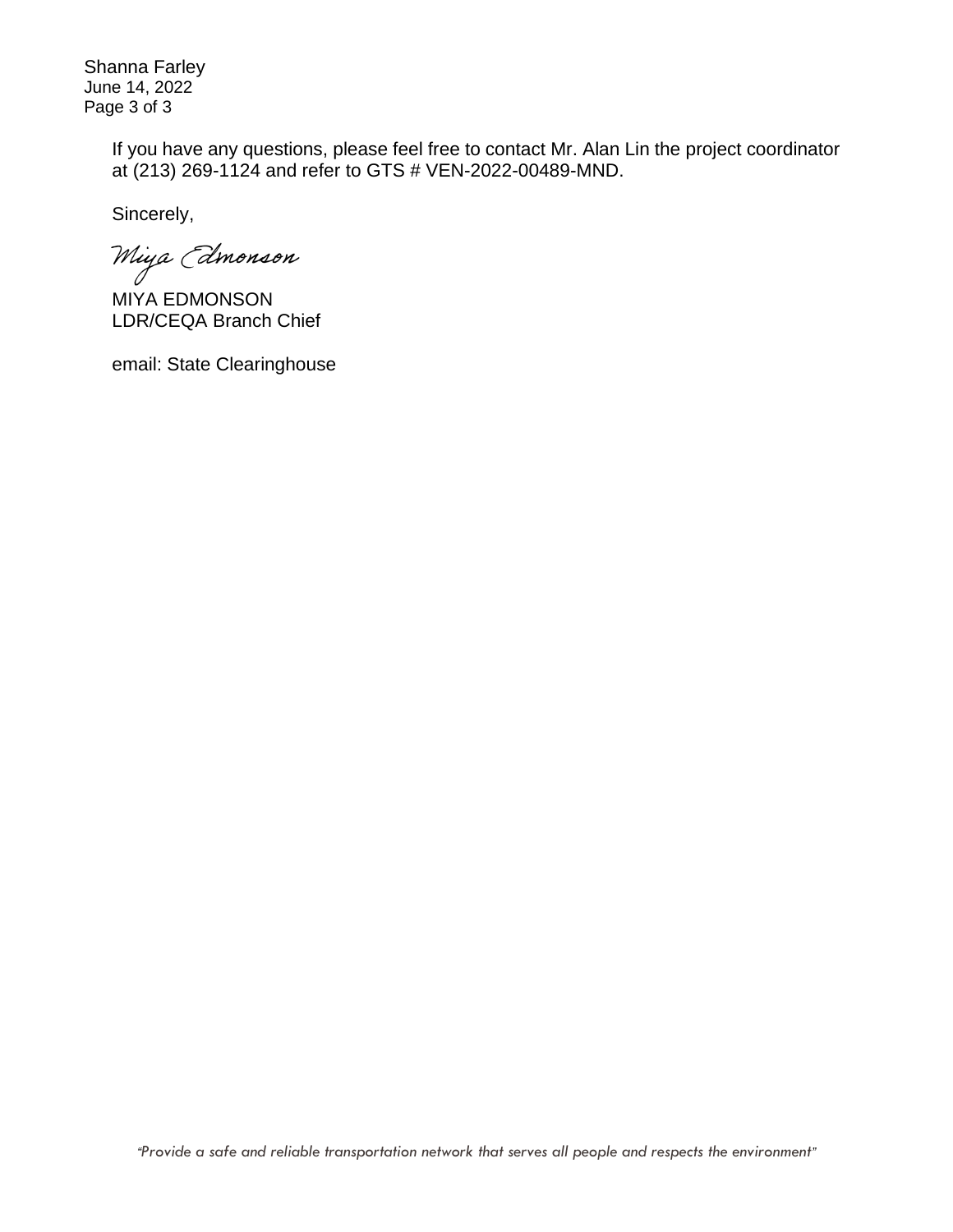If you have any questions, please feel free to contact Mr. Alan Lin the project coordinator at (213) 269-1124 and refer to GTS # VEN-2022-00489-MND.

Sincerely,

*Miya Edmonson*

MIYA EDMONSON
LDR/CEQA Branch Chief

email: State Clearinghouse

*"Provide a safe and reliable transportation network that serves all people and respects the environment"*